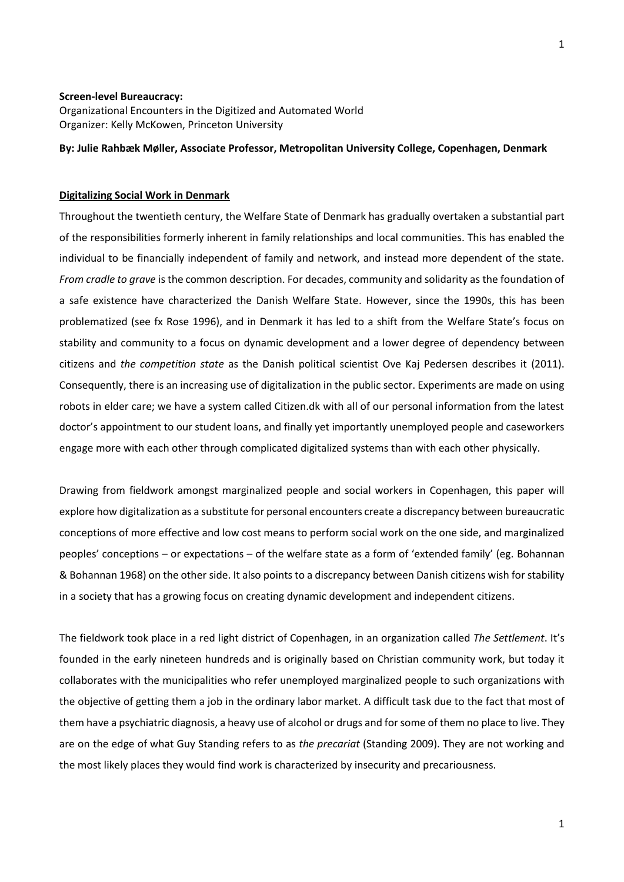**Screen-level Bureaucracy:**
Organizational Encounters in the Digitized and Automated World
Organizer: Kelly McKowen, Princeton University

**By: Julie Rahbæk Møller, Associate Professor, Metropolitan University College, Copenhagen, Denmark**

## Digitalizing Social Work in Denmark

Throughout the twentieth century, the Welfare State of Denmark has gradually overtaken a substantial part of the responsibilities formerly inherent in family relationships and local communities. This has enabled the individual to be financially independent of family and network, and instead more dependent of the state. *From cradle to grave* is the common description. For decades, community and solidarity as the foundation of a safe existence have characterized the Danish Welfare State. However, since the 1990s, this has been problematized (see fx Rose 1996), and in Denmark it has led to a shift from the Welfare State's focus on stability and community to a focus on dynamic development and a lower degree of dependency between citizens and *the competition state* as the Danish political scientist Ove Kaj Pedersen describes it (2011). Consequently, there is an increasing use of digitalization in the public sector. Experiments are made on using robots in elder care; we have a system called Citizen.dk with all of our personal information from the latest doctor's appointment to our student loans, and finally yet importantly unemployed people and caseworkers engage more with each other through complicated digitalized systems than with each other physically.

Drawing from fieldwork amongst marginalized people and social workers in Copenhagen, this paper will explore how digitalization as a substitute for personal encounters create a discrepancy between bureaucratic conceptions of more effective and low cost means to perform social work on the one side, and marginalized peoples' conceptions – or expectations – of the welfare state as a form of 'extended family' (eg. Bohannan & Bohannan 1968) on the other side. It also points to a discrepancy between Danish citizens wish for stability in a society that has a growing focus on creating dynamic development and independent citizens.

The fieldwork took place in a red light district of Copenhagen, in an organization called *The Settlement*. It's founded in the early nineteen hundreds and is originally based on Christian community work, but today it collaborates with the municipalities who refer unemployed marginalized people to such organizations with the objective of getting them a job in the ordinary labor market. A difficult task due to the fact that most of them have a psychiatric diagnosis, a heavy use of alcohol or drugs and for some of them no place to live. They are on the edge of what Guy Standing refers to as *the precariat* (Standing 2009). They are not working and the most likely places they would find work is characterized by insecurity and precariousness.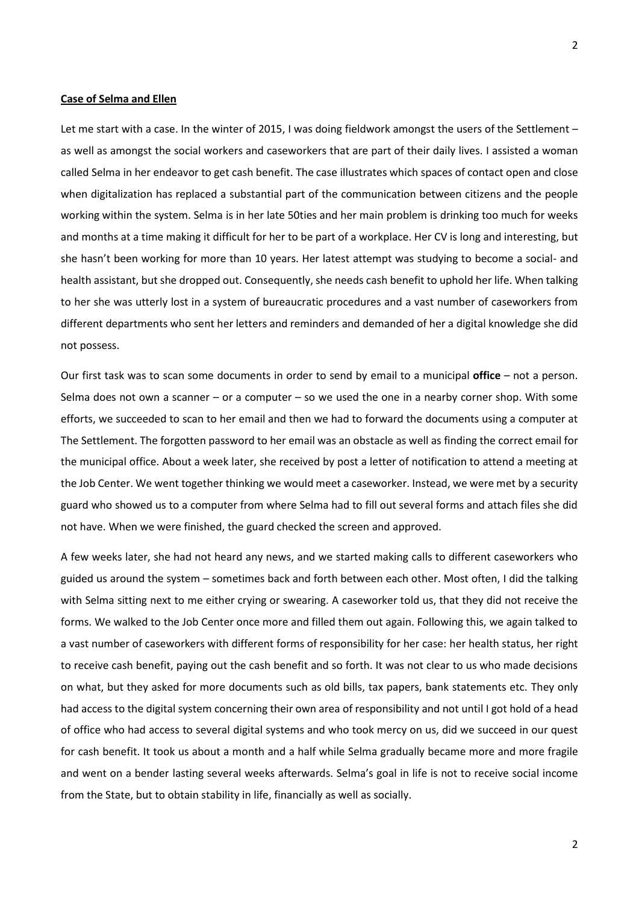**Case of Selma and Ellen**

Let me start with a case. In the winter of 2015, I was doing fieldwork amongst the users of the Settlement – as well as amongst the social workers and caseworkers that are part of their daily lives. I assisted a woman called Selma in her endeavor to get cash benefit. The case illustrates which spaces of contact open and close when digitalization has replaced a substantial part of the communication between citizens and the people working within the system. Selma is in her late 50ties and her main problem is drinking too much for weeks and months at a time making it difficult for her to be part of a workplace. Her CV is long and interesting, but she hasn't been working for more than 10 years. Her latest attempt was studying to become a social- and health assistant, but she dropped out. Consequently, she needs cash benefit to uphold her life. When talking to her she was utterly lost in a system of bureaucratic procedures and a vast number of caseworkers from different departments who sent her letters and reminders and demanded of her a digital knowledge she did not possess.

Our first task was to scan some documents in order to send by email to a municipal **office** – not a person. Selma does not own a scanner – or a computer – so we used the one in a nearby corner shop. With some efforts, we succeeded to scan to her email and then we had to forward the documents using a computer at The Settlement. The forgotten password to her email was an obstacle as well as finding the correct email for the municipal office. About a week later, she received by post a letter of notification to attend a meeting at the Job Center. We went together thinking we would meet a caseworker. Instead, we were met by a security guard who showed us to a computer from where Selma had to fill out several forms and attach files she did not have. When we were finished, the guard checked the screen and approved.

A few weeks later, she had not heard any news, and we started making calls to different caseworkers who guided us around the system – sometimes back and forth between each other. Most often, I did the talking with Selma sitting next to me either crying or swearing. A caseworker told us, that they did not receive the forms. We walked to the Job Center once more and filled them out again. Following this, we again talked to a vast number of caseworkers with different forms of responsibility for her case: her health status, her right to receive cash benefit, paying out the cash benefit and so forth. It was not clear to us who made decisions on what, but they asked for more documents such as old bills, tax papers, bank statements etc. They only had access to the digital system concerning their own area of responsibility and not until I got hold of a head of office who had access to several digital systems and who took mercy on us, did we succeed in our quest for cash benefit. It took us about a month and a half while Selma gradually became more and more fragile and went on a bender lasting several weeks afterwards. Selma's goal in life is not to receive social income from the State, but to obtain stability in life, financially as well as socially.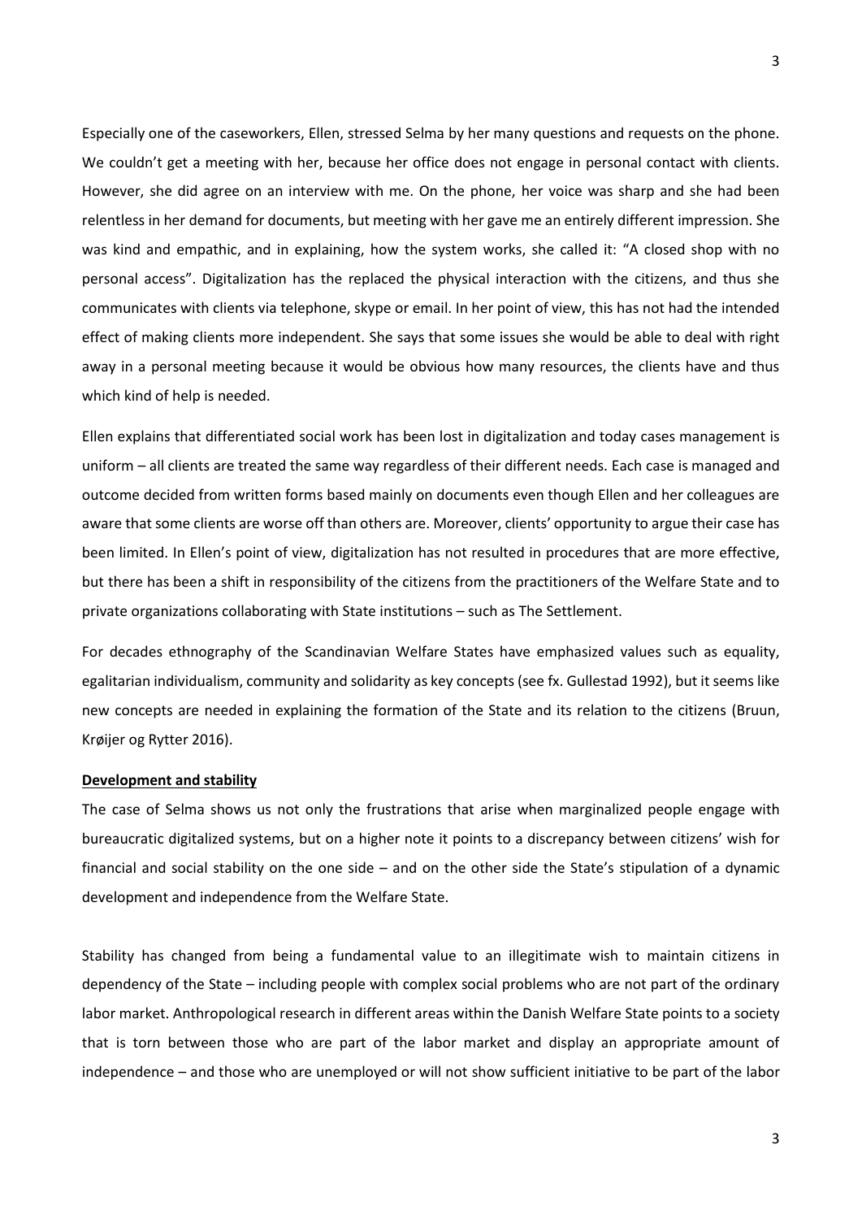Especially one of the caseworkers, Ellen, stressed Selma by her many questions and requests on the phone. We couldn't get a meeting with her, because her office does not engage in personal contact with clients. However, she did agree on an interview with me. On the phone, her voice was sharp and she had been relentless in her demand for documents, but meeting with her gave me an entirely different impression. She was kind and empathic, and in explaining, how the system works, she called it: "A closed shop with no personal access". Digitalization has the replaced the physical interaction with the citizens, and thus she communicates with clients via telephone, skype or email. In her point of view, this has not had the intended effect of making clients more independent. She says that some issues she would be able to deal with right away in a personal meeting because it would be obvious how many resources, the clients have and thus which kind of help is needed.

Ellen explains that differentiated social work has been lost in digitalization and today cases management is uniform – all clients are treated the same way regardless of their different needs. Each case is managed and outcome decided from written forms based mainly on documents even though Ellen and her colleagues are aware that some clients are worse off than others are. Moreover, clients' opportunity to argue their case has been limited. In Ellen's point of view, digitalization has not resulted in procedures that are more effective, but there has been a shift in responsibility of the citizens from the practitioners of the Welfare State and to private organizations collaborating with State institutions – such as The Settlement.

For decades ethnography of the Scandinavian Welfare States have emphasized values such as equality, egalitarian individualism, community and solidarity as key concepts (see fx. Gullestad 1992), but it seems like new concepts are needed in explaining the formation of the State and its relation to the citizens (Bruun, Krøijer og Rytter 2016).

**Development and stability**

The case of Selma shows us not only the frustrations that arise when marginalized people engage with bureaucratic digitalized systems, but on a higher note it points to a discrepancy between citizens' wish for financial and social stability on the one side – and on the other side the State's stipulation of a dynamic development and independence from the Welfare State.

Stability has changed from being a fundamental value to an illegitimate wish to maintain citizens in dependency of the State – including people with complex social problems who are not part of the ordinary labor market. Anthropological research in different areas within the Danish Welfare State points to a society that is torn between those who are part of the labor market and display an appropriate amount of independence – and those who are unemployed or will not show sufficient initiative to be part of the labor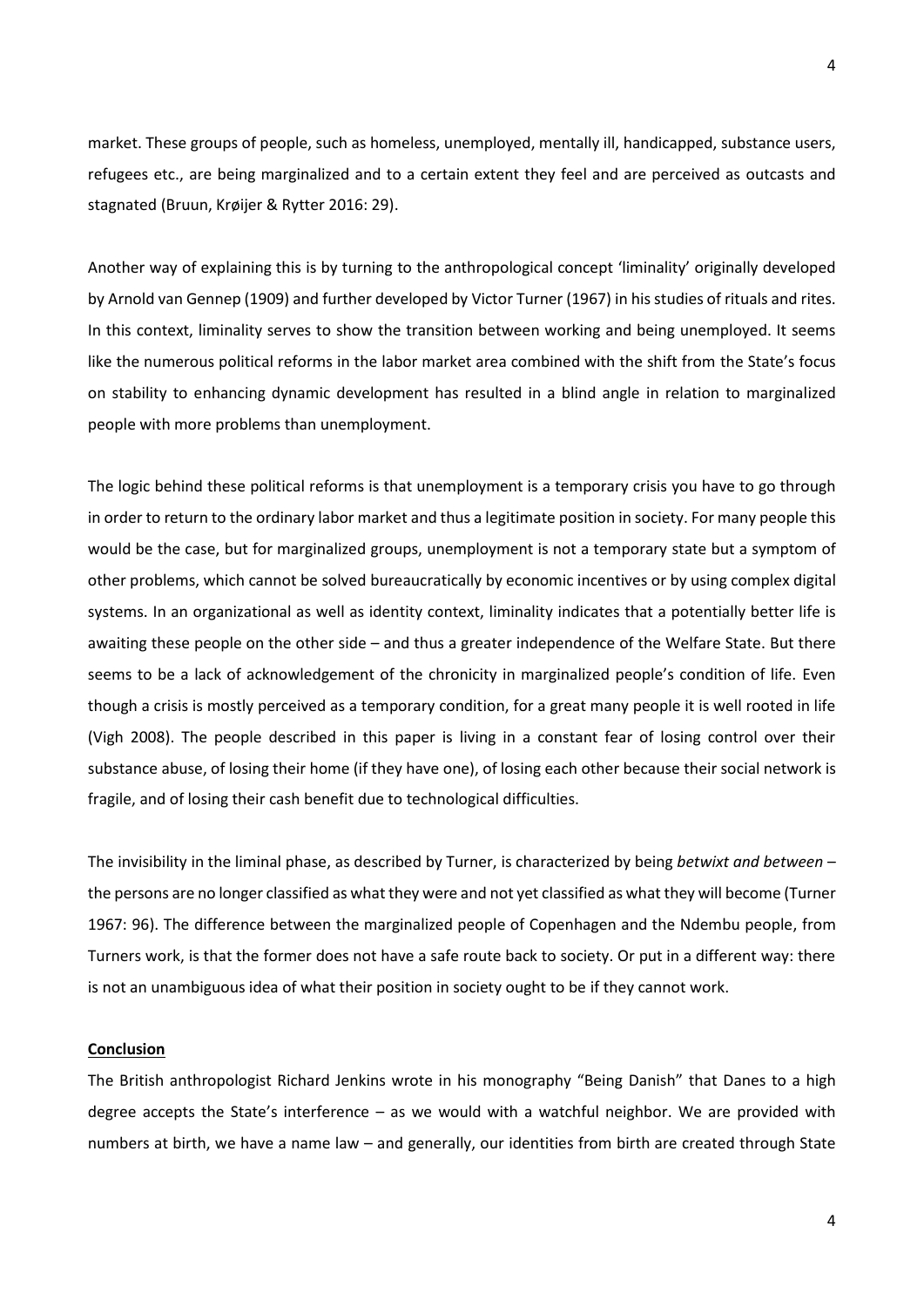market. These groups of people, such as homeless, unemployed, mentally ill, handicapped, substance users, refugees etc., are being marginalized and to a certain extent they feel and are perceived as outcasts and stagnated (Bruun, Krøijer & Rytter 2016: 29).

Another way of explaining this is by turning to the anthropological concept 'liminality' originally developed by Arnold van Gennep (1909) and further developed by Victor Turner (1967) in his studies of rituals and rites. In this context, liminality serves to show the transition between working and being unemployed. It seems like the numerous political reforms in the labor market area combined with the shift from the State's focus on stability to enhancing dynamic development has resulted in a blind angle in relation to marginalized people with more problems than unemployment.

The logic behind these political reforms is that unemployment is a temporary crisis you have to go through in order to return to the ordinary labor market and thus a legitimate position in society. For many people this would be the case, but for marginalized groups, unemployment is not a temporary state but a symptom of other problems, which cannot be solved bureaucratically by economic incentives or by using complex digital systems. In an organizational as well as identity context, liminality indicates that a potentially better life is awaiting these people on the other side – and thus a greater independence of the Welfare State. But there seems to be a lack of acknowledgement of the chronicity in marginalized people's condition of life. Even though a crisis is mostly perceived as a temporary condition, for a great many people it is well rooted in life (Vigh 2008). The people described in this paper is living in a constant fear of losing control over their substance abuse, of losing their home (if they have one), of losing each other because their social network is fragile, and of losing their cash benefit due to technological difficulties.

The invisibility in the liminal phase, as described by Turner, is characterized by being *betwixt and between* – the persons are no longer classified as what they were and not yet classified as what they will become (Turner 1967: 96). The difference between the marginalized people of Copenhagen and the Ndembu people, from Turners work, is that the former does not have a safe route back to society. Or put in a different way: there is not an unambiguous idea of what their position in society ought to be if they cannot work.

## Conclusion

The British anthropologist Richard Jenkins wrote in his monography "Being Danish" that Danes to a high degree accepts the State's interference – as we would with a watchful neighbor. We are provided with numbers at birth, we have a name law – and generally, our identities from birth are created through State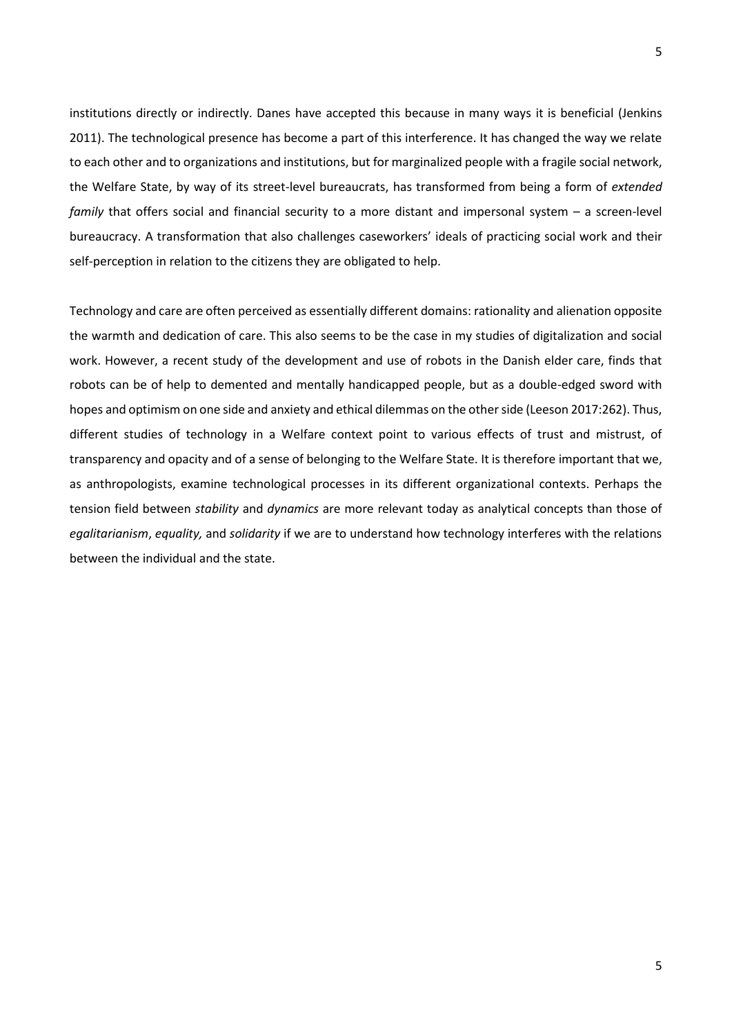institutions directly or indirectly. Danes have accepted this because in many ways it is beneficial (Jenkins 2011). The technological presence has become a part of this interference. It has changed the way we relate to each other and to organizations and institutions, but for marginalized people with a fragile social network, the Welfare State, by way of its street-level bureaucrats, has transformed from being a form of *extended family* that offers social and financial security to a more distant and impersonal system – a screen-level bureaucracy. A transformation that also challenges caseworkers' ideals of practicing social work and their self-perception in relation to the citizens they are obligated to help.

Technology and care are often perceived as essentially different domains: rationality and alienation opposite the warmth and dedication of care. This also seems to be the case in my studies of digitalization and social work. However, a recent study of the development and use of robots in the Danish elder care, finds that robots can be of help to demented and mentally handicapped people, but as a double-edged sword with hopes and optimism on one side and anxiety and ethical dilemmas on the other side (Leeson 2017:262). Thus, different studies of technology in a Welfare context point to various effects of trust and mistrust, of transparency and opacity and of a sense of belonging to the Welfare State. It is therefore important that we, as anthropologists, examine technological processes in its different organizational contexts. Perhaps the tension field between *stability* and *dynamics* are more relevant today as analytical concepts than those of *egalitarianism*, *equality,* and *solidarity* if we are to understand how technology interferes with the relations between the individual and the state.